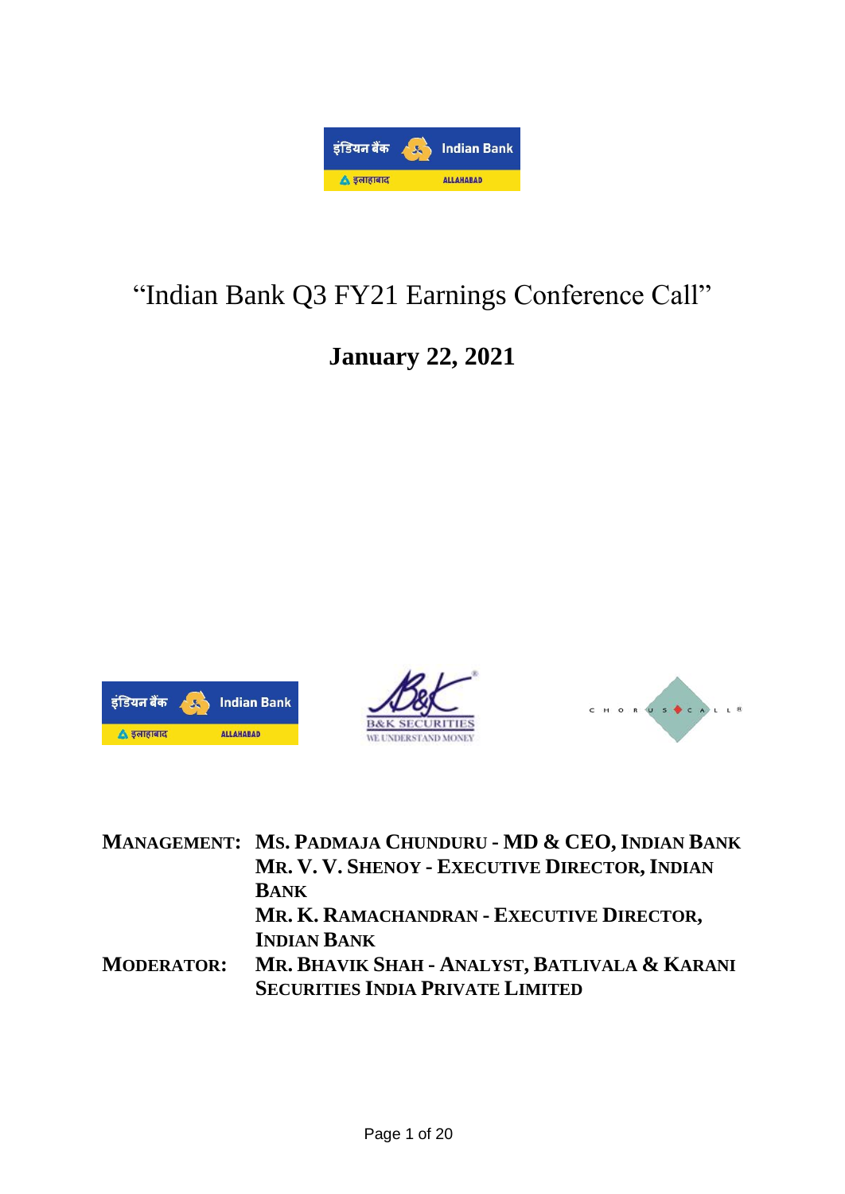# "Indian Bank Q3 FY21 Earnings Conference Call"

## January 22, 2021

**MANAGEMENT:** **MS. PADMAJA CHUNDURU - MD & CEO, INDIAN BANK**
**MR. V. V. SHENOY - EXECUTIVE DIRECTOR, INDIAN BANK**
**MR. K. RAMACHANDRAN - EXECUTIVE DIRECTOR, INDIAN BANK**

**MODERATOR:** **MR. BHAVIK SHAH - ANALYST, BATLIVALA & KARANI SECURITIES INDIA PRIVATE LIMITED**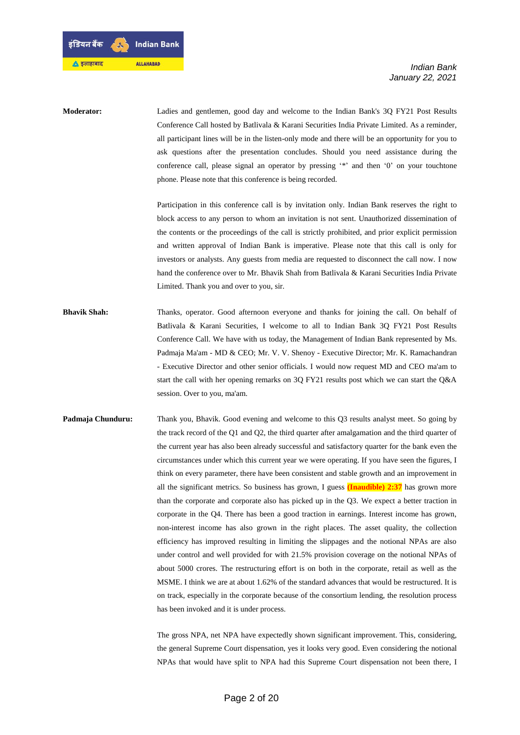**Moderator:** Ladies and gentlemen, good day and welcome to the Indian Bank's 3Q FY21 Post Results Conference Call hosted by Batlivala & Karani Securities India Private Limited. As a reminder, all participant lines will be in the listen-only mode and there will be an opportunity for you to ask questions after the presentation concludes. Should you need assistance during the conference call, please signal an operator by pressing '*' and then '0' on your touchtone phone. Please note that this conference is being recorded.

Participation in this conference call is by invitation only. Indian Bank reserves the right to block access to any person to whom an invitation is not sent. Unauthorized dissemination of the contents or the proceedings of the call is strictly prohibited, and prior explicit permission and written approval of Indian Bank is imperative. Please note that this call is only for investors or analysts. Any guests from media are requested to disconnect the call now. I now hand the conference over to Mr. Bhavik Shah from Batlivala & Karani Securities India Private Limited. Thank you and over to you, sir.

**Bhavik Shah:** Thanks, operator. Good afternoon everyone and thanks for joining the call. On behalf of Batlivala & Karani Securities, I welcome to all to Indian Bank 3Q FY21 Post Results Conference Call. We have with us today, the Management of Indian Bank represented by Ms. Padmaja Ma'am - MD & CEO; Mr. V. V. Shenoy - Executive Director; Mr. K. Ramachandran - Executive Director and other senior officials. I would now request MD and CEO ma'am to start the call with her opening remarks on 3Q FY21 results post which we can start the Q&A session. Over to you, ma'am.

**Padmaja Chunduru:** Thank you, Bhavik. Good evening and welcome to this Q3 results analyst meet. So going by the track record of the Q1 and Q2, the third quarter after amalgamation and the third quarter of the current year has also been already successful and satisfactory quarter for the bank even the circumstances under which this current year we were operating. If you have seen the figures, I think on every parameter, there have been consistent and stable growth and an improvement in all the significant metrics. So business has grown, I guess **(Inaudible) 2:37** has grown more than the corporate and corporate also has picked up in the Q3. We expect a better traction in corporate in the Q4. There has been a good traction in earnings. Interest income has grown, non-interest income has also grown in the right places. The asset quality, the collection efficiency has improved resulting in limiting the slippages and the notional NPAs are also under control and well provided for with 21.5% provision coverage on the notional NPAs of about 5000 crores. The restructuring effort is on both in the corporate, retail as well as the MSME. I think we are at about 1.62% of the standard advances that would be restructured. It is on track, especially in the corporate because of the consortium lending, the resolution process has been invoked and it is under process.

The gross NPA, net NPA have expectedly shown significant improvement. This, considering, the general Supreme Court dispensation, yes it looks very good. Even considering the notional NPAs that would have split to NPA had this Supreme Court dispensation not been there, I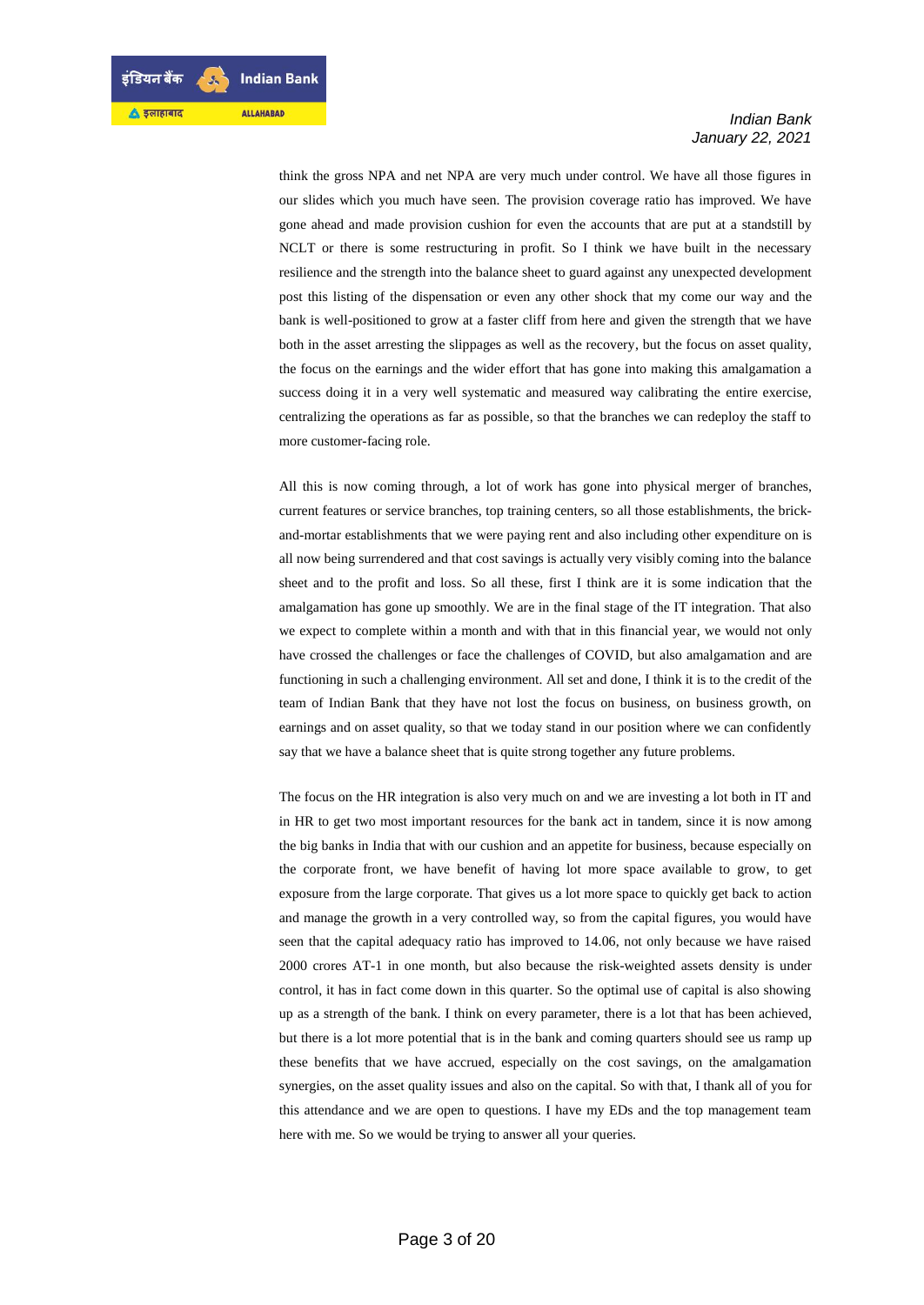think the gross NPA and net NPA are very much under control. We have all those figures in our slides which you much have seen. The provision coverage ratio has improved. We have gone ahead and made provision cushion for even the accounts that are put at a standstill by NCLT or there is some restructuring in profit. So I think we have built in the necessary resilience and the strength into the balance sheet to guard against any unexpected development post this listing of the dispensation or even any other shock that my come our way and the bank is well-positioned to grow at a faster cliff from here and given the strength that we have both in the asset arresting the slippages as well as the recovery, but the focus on asset quality, the focus on the earnings and the wider effort that has gone into making this amalgamation a success doing it in a very well systematic and measured way calibrating the entire exercise, centralizing the operations as far as possible, so that the branches we can redeploy the staff to more customer-facing role.

All this is now coming through, a lot of work has gone into physical merger of branches, current features or service branches, top training centers, so all those establishments, the brick-and-mortar establishments that we were paying rent and also including other expenditure on is all now being surrendered and that cost savings is actually very visibly coming into the balance sheet and to the profit and loss. So all these, first I think are it is some indication that the amalgamation has gone up smoothly. We are in the final stage of the IT integration. That also we expect to complete within a month and with that in this financial year, we would not only have crossed the challenges or face the challenges of COVID, but also amalgamation and are functioning in such a challenging environment. All set and done, I think it is to the credit of the team of Indian Bank that they have not lost the focus on business, on business growth, on earnings and on asset quality, so that we today stand in our position where we can confidently say that we have a balance sheet that is quite strong together any future problems.

The focus on the HR integration is also very much on and we are investing a lot both in IT and in HR to get two most important resources for the bank act in tandem, since it is now among the big banks in India that with our cushion and an appetite for business, because especially on the corporate front, we have benefit of having lot more space available to grow, to get exposure from the large corporate. That gives us a lot more space to quickly get back to action and manage the growth in a very controlled way, so from the capital figures, you would have seen that the capital adequacy ratio has improved to 14.06, not only because we have raised 2000 crores AT-1 in one month, but also because the risk-weighted assets density is under control, it has in fact come down in this quarter. So the optimal use of capital is also showing up as a strength of the bank. I think on every parameter, there is a lot that has been achieved, but there is a lot more potential that is in the bank and coming quarters should see us ramp up these benefits that we have accrued, especially on the cost savings, on the amalgamation synergies, on the asset quality issues and also on the capital. So with that, I thank all of you for this attendance and we are open to questions. I have my EDs and the top management team here with me. So we would be trying to answer all your queries.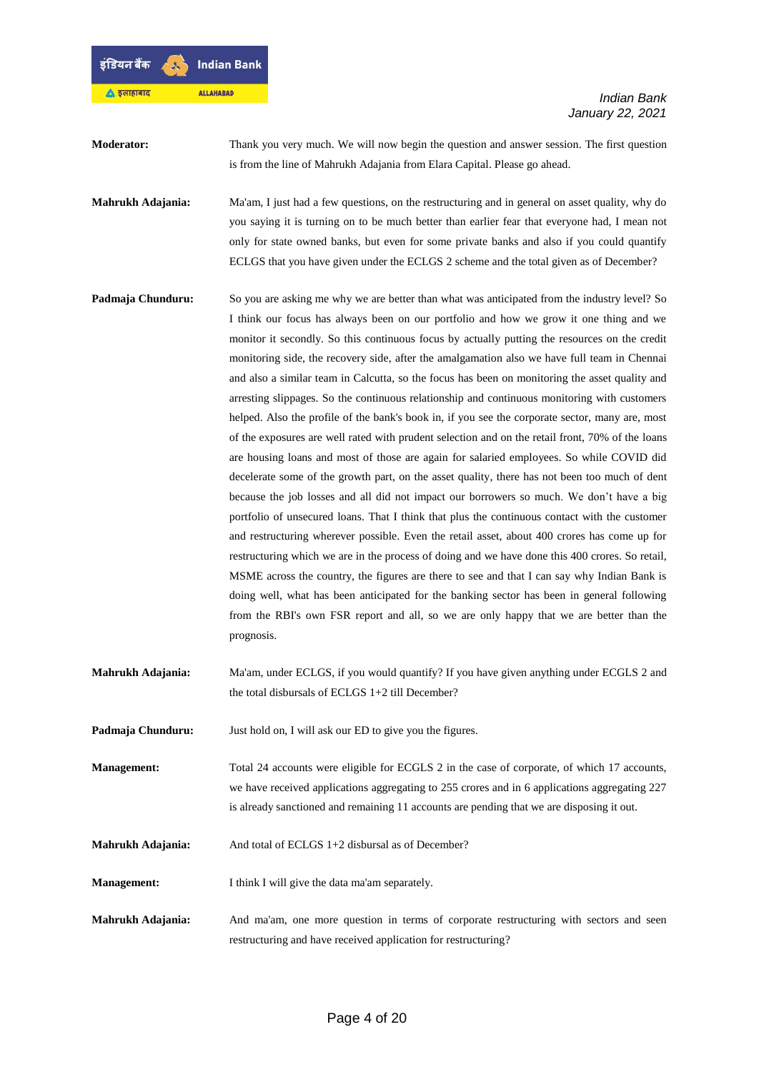**Moderator:** Thank you very much. We will now begin the question and answer session. The first question is from the line of Mahrukh Adajania from Elara Capital. Please go ahead.

**Mahrukh Adajania:** Ma'am, I just had a few questions, on the restructuring and in general on asset quality, why do you saying it is turning on to be much better than earlier fear that everyone had, I mean not only for state owned banks, but even for some private banks and also if you could quantify ECLGS that you have given under the ECLGS 2 scheme and the total given as of December?

**Padmaja Chunduru:** So you are asking me why we are better than what was anticipated from the industry level? So I think our focus has always been on our portfolio and how we grow it one thing and we monitor it secondly. So this continuous focus by actually putting the resources on the credit monitoring side, the recovery side, after the amalgamation also we have full team in Chennai and also a similar team in Calcutta, so the focus has been on monitoring the asset quality and arresting slippages. So the continuous relationship and continuous monitoring with customers helped. Also the profile of the bank's book in, if you see the corporate sector, many are, most of the exposures are well rated with prudent selection and on the retail front, 70% of the loans are housing loans and most of those are again for salaried employees. So while COVID did decelerate some of the growth part, on the asset quality, there has not been too much of dent because the job losses and all did not impact our borrowers so much. We don't have a big portfolio of unsecured loans. That I think that plus the continuous contact with the customer and restructuring wherever possible. Even the retail asset, about 400 crores has come up for restructuring which we are in the process of doing and we have done this 400 crores. So retail, MSME across the country, the figures are there to see and that I can say why Indian Bank is doing well, what has been anticipated for the banking sector has been in general following from the RBI's own FSR report and all, so we are only happy that we are better than the prognosis.

**Mahrukh Adajania:** Ma'am, under ECLGS, if you would quantify? If you have given anything under ECGLS 2 and the total disbursals of ECLGS 1+2 till December?

**Padmaja Chunduru:** Just hold on, I will ask our ED to give you the figures.

**Management:** Total 24 accounts were eligible for ECGLS 2 in the case of corporate, of which 17 accounts, we have received applications aggregating to 255 crores and in 6 applications aggregating 227 is already sanctioned and remaining 11 accounts are pending that we are disposing it out.

**Mahrukh Adajania:** And total of ECLGS 1+2 disbursal as of December?

**Management:** I think I will give the data ma'am separately.

**Mahrukh Adajania:** And ma'am, one more question in terms of corporate restructuring with sectors and seen restructuring and have received application for restructuring?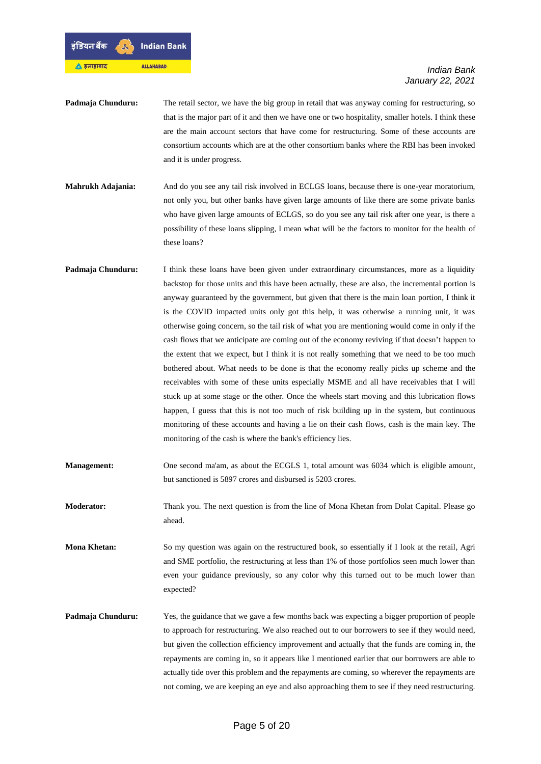**Padmaja Chunduru:** The retail sector, we have the big group in retail that was anyway coming for restructuring, so that is the major part of it and then we have one or two hospitality, smaller hotels. I think these are the main account sectors that have come for restructuring. Some of these accounts are consortium accounts which are at the other consortium banks where the RBI has been invoked and it is under progress.

**Mahrukh Adajania:** And do you see any tail risk involved in ECLGS loans, because there is one-year moratorium, not only you, but other banks have given large amounts of like there are some private banks who have given large amounts of ECLGS, so do you see any tail risk after one year, is there a possibility of these loans slipping, I mean what will be the factors to monitor for the health of these loans?

**Padmaja Chunduru:** I think these loans have been given under extraordinary circumstances, more as a liquidity backstop for those units and this have been actually, these are also, the incremental portion is anyway guaranteed by the government, but given that there is the main loan portion, I think it is the COVID impacted units only got this help, it was otherwise a running unit, it was otherwise going concern, so the tail risk of what you are mentioning would come in only if the cash flows that we anticipate are coming out of the economy reviving if that doesn't happen to the extent that we expect, but I think it is not really something that we need to be too much bothered about. What needs to be done is that the economy really picks up scheme and the receivables with some of these units especially MSME and all have receivables that I will stuck up at some stage or the other. Once the wheels start moving and this lubrication flows happen, I guess that this is not too much of risk building up in the system, but continuous monitoring of these accounts and having a lie on their cash flows, cash is the main key. The monitoring of the cash is where the bank's efficiency lies.

**Management:** One second ma'am, as about the ECGLS 1, total amount was 6034 which is eligible amount, but sanctioned is 5897 crores and disbursed is 5203 crores.

**Moderator:** Thank you. The next question is from the line of Mona Khetan from Dolat Capital. Please go ahead.

**Mona Khetan:** So my question was again on the restructured book, so essentially if I look at the retail, Agri and SME portfolio, the restructuring at less than 1% of those portfolios seen much lower than even your guidance previously, so any color why this turned out to be much lower than expected?

**Padmaja Chunduru:** Yes, the guidance that we gave a few months back was expecting a bigger proportion of people to approach for restructuring. We also reached out to our borrowers to see if they would need, but given the collection efficiency improvement and actually that the funds are coming in, the repayments are coming in, so it appears like I mentioned earlier that our borrowers are able to actually tide over this problem and the repayments are coming, so wherever the repayments are not coming, we are keeping an eye and also approaching them to see if they need restructuring.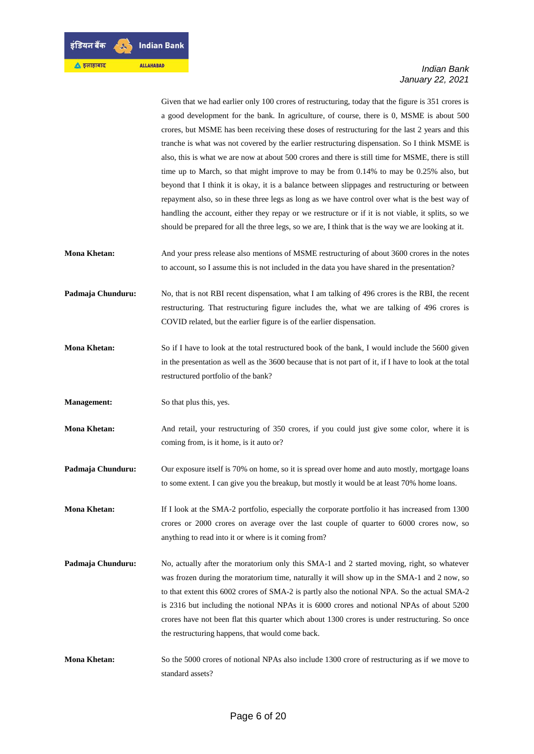Given that we had earlier only 100 crores of restructuring, today that the figure is 351 crores is a good development for the bank. In agriculture, of course, there is 0, MSME is about 500 crores, but MSME has been receiving these doses of restructuring for the last 2 years and this tranche is what was not covered by the earlier restructuring dispensation. So I think MSME is also, this is what we are now at about 500 crores and there is still time for MSME, there is still time up to March, so that might improve to may be from 0.14% to may be 0.25% also, but beyond that I think it is okay, it is a balance between slippages and restructuring or between repayment also, so in these three legs as long as we have control over what is the best way of handling the account, either they repay or we restructure or if it is not viable, it splits, so we should be prepared for all the three legs, so we are, I think that is the way we are looking at it.

**Mona Khetan:** And your press release also mentions of MSME restructuring of about 3600 crores in the notes to account, so I assume this is not included in the data you have shared in the presentation?

**Padmaja Chunduru:** No, that is not RBI recent dispensation, what I am talking of 496 crores is the RBI, the recent restructuring. That restructuring figure includes the, what we are talking of 496 crores is COVID related, but the earlier figure is of the earlier dispensation.

**Mona Khetan:** So if I have to look at the total restructured book of the bank, I would include the 5600 given in the presentation as well as the 3600 because that is not part of it, if I have to look at the total restructured portfolio of the bank?

**Management:** So that plus this, yes.

**Mona Khetan:** And retail, your restructuring of 350 crores, if you could just give some color, where it is coming from, is it home, is it auto or?

**Padmaja Chunduru:** Our exposure itself is 70% on home, so it is spread over home and auto mostly, mortgage loans to some extent. I can give you the breakup, but mostly it would be at least 70% home loans.

**Mona Khetan:** If I look at the SMA-2 portfolio, especially the corporate portfolio it has increased from 1300 crores or 2000 crores on average over the last couple of quarter to 6000 crores now, so anything to read into it or where is it coming from?

**Padmaja Chunduru:** No, actually after the moratorium only this SMA-1 and 2 started moving, right, so whatever was frozen during the moratorium time, naturally it will show up in the SMA-1 and 2 now, so to that extent this 6002 crores of SMA-2 is partly also the notional NPA. So the actual SMA-2 is 2316 but including the notional NPAs it is 6000 crores and notional NPAs of about 5200 crores have not been flat this quarter which about 1300 crores is under restructuring. So once the restructuring happens, that would come back.

**Mona Khetan:** So the 5000 crores of notional NPAs also include 1300 crore of restructuring as if we move to standard assets?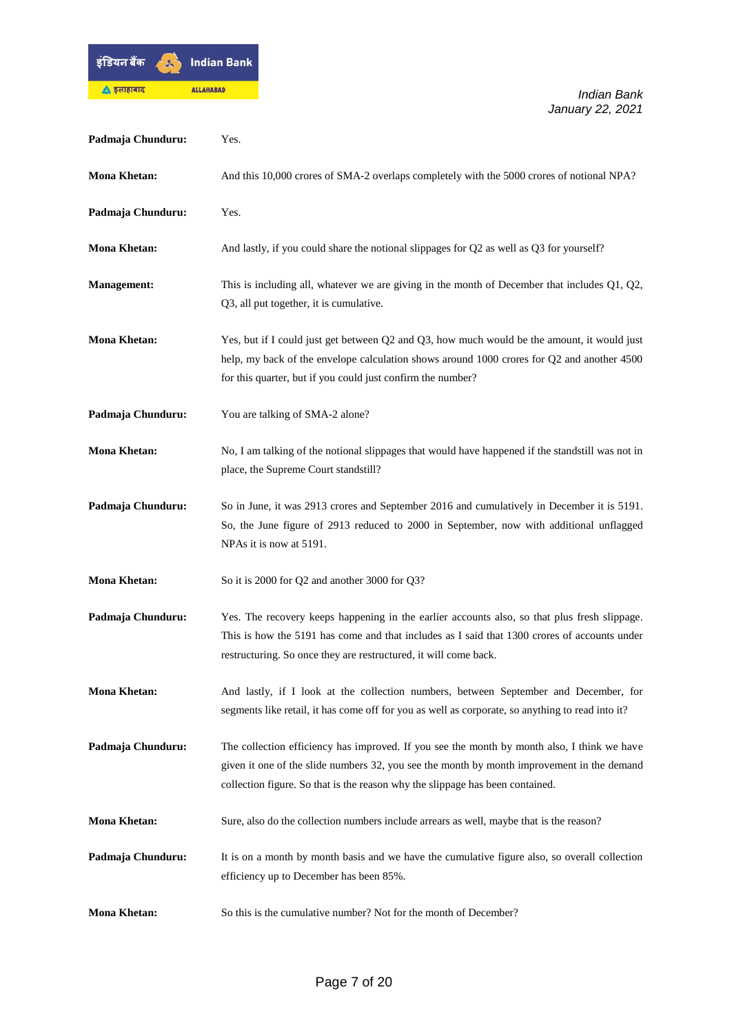**Padmaja Chunduru:** Yes.

**Mona Khetan:** And this 10,000 crores of SMA-2 overlaps completely with the 5000 crores of notional NPA?

**Padmaja Chunduru:** Yes.

**Mona Khetan:** And lastly, if you could share the notional slippages for Q2 as well as Q3 for yourself?

**Management:** This is including all, whatever we are giving in the month of December that includes Q1, Q2, Q3, all put together, it is cumulative.

**Mona Khetan:** Yes, but if I could just get between Q2 and Q3, how much would be the amount, it would just help, my back of the envelope calculation shows around 1000 crores for Q2 and another 4500 for this quarter, but if you could just confirm the number?

**Padmaja Chunduru:** You are talking of SMA-2 alone?

**Mona Khetan:** No, I am talking of the notional slippages that would have happened if the standstill was not in place, the Supreme Court standstill?

**Padmaja Chunduru:** So in June, it was 2913 crores and September 2016 and cumulatively in December it is 5191. So, the June figure of 2913 reduced to 2000 in September, now with additional unflagged NPAs it is now at 5191.

**Mona Khetan:** So it is 2000 for Q2 and another 3000 for Q3?

**Padmaja Chunduru:** Yes. The recovery keeps happening in the earlier accounts also, so that plus fresh slippage. This is how the 5191 has come and that includes as I said that 1300 crores of accounts under restructuring. So once they are restructured, it will come back.

**Mona Khetan:** And lastly, if I look at the collection numbers, between September and December, for segments like retail, it has come off for you as well as corporate, so anything to read into it?

**Padmaja Chunduru:** The collection efficiency has improved. If you see the month by month also, I think we have given it one of the slide numbers 32, you see the month by month improvement in the demand collection figure. So that is the reason why the slippage has been contained.

**Mona Khetan:** Sure, also do the collection numbers include arrears as well, maybe that is the reason?

**Padmaja Chunduru:** It is on a month by month basis and we have the cumulative figure also, so overall collection efficiency up to December has been 85%.

**Mona Khetan:** So this is the cumulative number? Not for the month of December?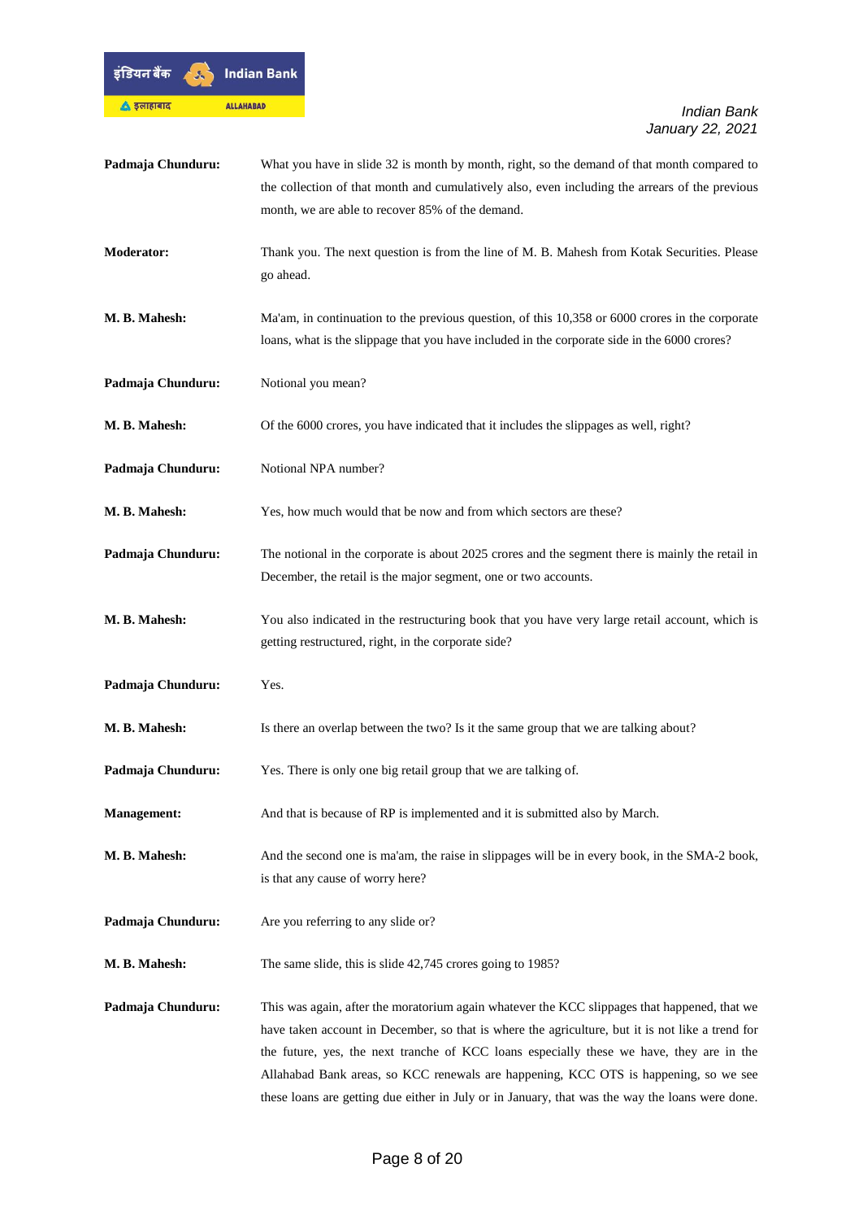**Padmaja Chunduru:** What you have in slide 32 is month by month, right, so the demand of that month compared to the collection of that month and cumulatively also, even including the arrears of the previous month, we are able to recover 85% of the demand.

**Moderator:** Thank you. The next question is from the line of M. B. Mahesh from Kotak Securities. Please go ahead.

**M. B. Mahesh:** Ma'am, in continuation to the previous question, of this 10,358 or 6000 crores in the corporate loans, what is the slippage that you have included in the corporate side in the 6000 crores?

**Padmaja Chunduru:** Notional you mean?

**M. B. Mahesh:** Of the 6000 crores, you have indicated that it includes the slippages as well, right?

**Padmaja Chunduru:** Notional NPA number?

**M. B. Mahesh:** Yes, how much would that be now and from which sectors are these?

**Padmaja Chunduru:** The notional in the corporate is about 2025 crores and the segment there is mainly the retail in December, the retail is the major segment, one or two accounts.

**M. B. Mahesh:** You also indicated in the restructuring book that you have very large retail account, which is getting restructured, right, in the corporate side?

**Padmaja Chunduru:** Yes.

**M. B. Mahesh:** Is there an overlap between the two? Is it the same group that we are talking about?

**Padmaja Chunduru:** Yes. There is only one big retail group that we are talking of.

**Management:** And that is because of RP is implemented and it is submitted also by March.

**M. B. Mahesh:** And the second one is ma'am, the raise in slippages will be in every book, in the SMA-2 book, is that any cause of worry here?

**Padmaja Chunduru:** Are you referring to any slide or?

**M. B. Mahesh:** The same slide, this is slide 42,745 crores going to 1985?

**Padmaja Chunduru:** This was again, after the moratorium again whatever the KCC slippages that happened, that we have taken account in December, so that is where the agriculture, but it is not like a trend for the future, yes, the next tranche of KCC loans especially these we have, they are in the Allahabad Bank areas, so KCC renewals are happening, KCC OTS is happening, so we see these loans are getting due either in July or in January, that was the way the loans were done.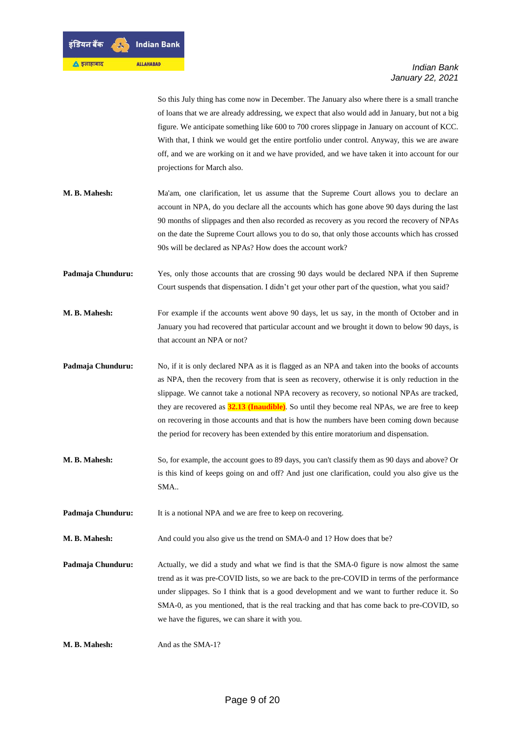So this July thing has come now in December. The January also where there is a small tranche of loans that we are already addressing, we expect that also would add in January, but not a big figure. We anticipate something like 600 to 700 crores slippage in January on account of KCC. With that, I think we would get the entire portfolio under control. Anyway, this we are aware off, and we are working on it and we have provided, and we have taken it into account for our projections for March also.

**M. B. Mahesh:** Ma'am, one clarification, let us assume that the Supreme Court allows you to declare an account in NPA, do you declare all the accounts which has gone above 90 days during the last 90 months of slippages and then also recorded as recovery as you record the recovery of NPAs on the date the Supreme Court allows you to do so, that only those accounts which has crossed 90s will be declared as NPAs? How does the account work?

**Padmaja Chunduru:** Yes, only those accounts that are crossing 90 days would be declared NPA if then Supreme Court suspends that dispensation. I didn't get your other part of the question, what you said?

**M. B. Mahesh:** For example if the accounts went above 90 days, let us say, in the month of October and in January you had recovered that particular account and we brought it down to below 90 days, is that account an NPA or not?

**Padmaja Chunduru:** No, if it is only declared NPA as it is flagged as an NPA and taken into the books of accounts as NPA, then the recovery from that is seen as recovery, otherwise it is only reduction in the slippage. We cannot take a notional NPA recovery as recovery, so notional NPAs are tracked, they are recovered as **32.13 (Inaudible)**. So until they become real NPAs, we are free to keep on recovering in those accounts and that is how the numbers have been coming down because the period for recovery has been extended by this entire moratorium and dispensation.

**M. B. Mahesh:** So, for example, the account goes to 89 days, you can't classify them as 90 days and above? Or is this kind of keeps going on and off? And just one clarification, could you also give us the SMA..

**Padmaja Chunduru:** It is a notional NPA and we are free to keep on recovering.

**M. B. Mahesh:** And could you also give us the trend on SMA-0 and 1? How does that be?

**Padmaja Chunduru:** Actually, we did a study and what we find is that the SMA-0 figure is now almost the same trend as it was pre-COVID lists, so we are back to the pre-COVID in terms of the performance under slippages. So I think that is a good development and we want to further reduce it. So SMA-0, as you mentioned, that is the real tracking and that has come back to pre-COVID, so we have the figures, we can share it with you.

**M. B. Mahesh:** And as the SMA-1?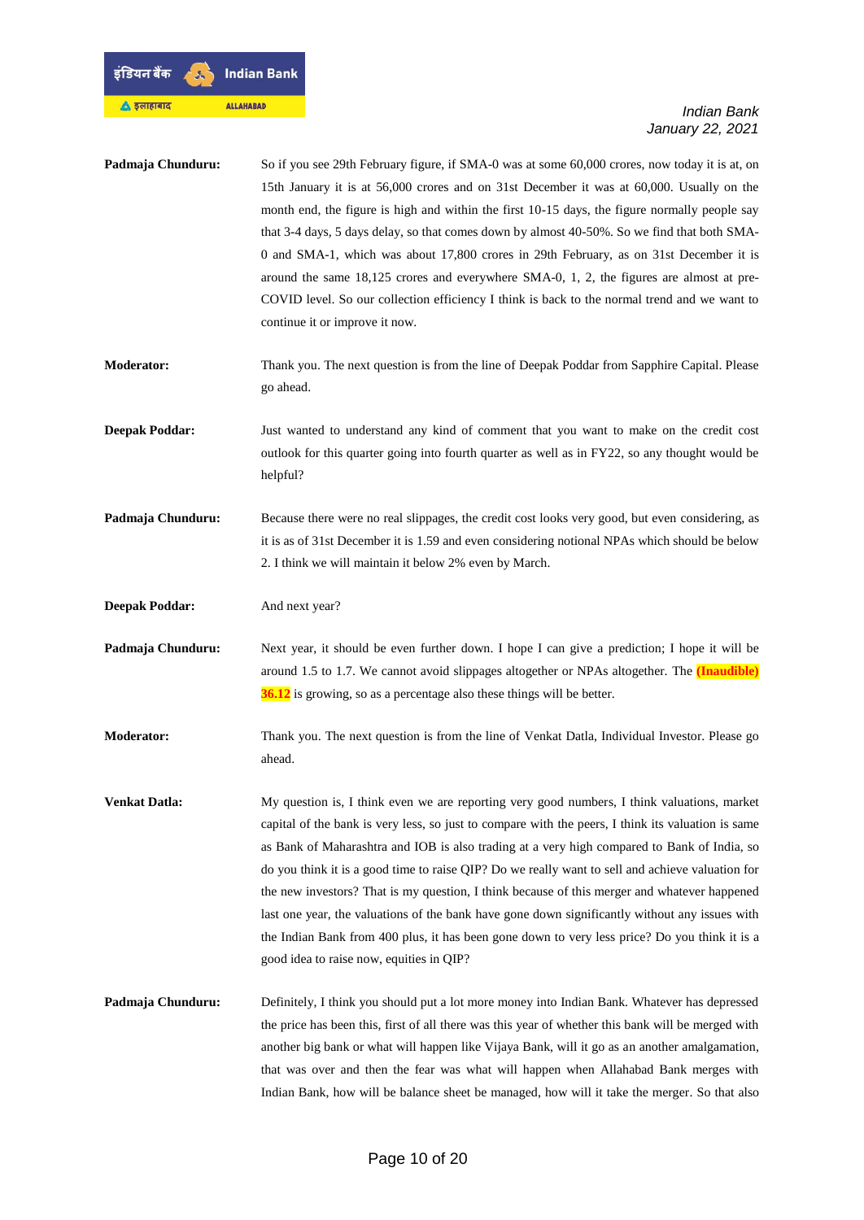**Padmaja Chunduru:** So if you see 29th February figure, if SMA-0 was at some 60,000 crores, now today it is at, on 15th January it is at 56,000 crores and on 31st December it was at 60,000. Usually on the month end, the figure is high and within the first 10-15 days, the figure normally people say that 3-4 days, 5 days delay, so that comes down by almost 40-50%. So we find that both SMA-0 and SMA-1, which was about 17,800 crores in 29th February, as on 31st December it is around the same 18,125 crores and everywhere SMA-0, 1, 2, the figures are almost at pre-COVID level. So our collection efficiency I think is back to the normal trend and we want to continue it or improve it now.

**Moderator:** Thank you. The next question is from the line of Deepak Poddar from Sapphire Capital. Please go ahead.

**Deepak Poddar:** Just wanted to understand any kind of comment that you want to make on the credit cost outlook for this quarter going into fourth quarter as well as in FY22, so any thought would be helpful?

**Padmaja Chunduru:** Because there were no real slippages, the credit cost looks very good, but even considering, as it is as of 31st December it is 1.59 and even considering notional NPAs which should be below 2. I think we will maintain it below 2% even by March.

**Deepak Poddar:** And next year?

**Padmaja Chunduru:** Next year, it should be even further down. I hope I can give a prediction; I hope it will be around 1.5 to 1.7. We cannot avoid slippages altogether or NPAs altogether. The **(Inaudible) 36.12** is growing, so as a percentage also these things will be better.

**Moderator:** Thank you. The next question is from the line of Venkat Datla, Individual Investor. Please go ahead.

**Venkat Datla:** My question is, I think even we are reporting very good numbers, I think valuations, market capital of the bank is very less, so just to compare with the peers, I think its valuation is same as Bank of Maharashtra and IOB is also trading at a very high compared to Bank of India, so do you think it is a good time to raise QIP? Do we really want to sell and achieve valuation for the new investors? That is my question, I think because of this merger and whatever happened last one year, the valuations of the bank have gone down significantly without any issues with the Indian Bank from 400 plus, it has been gone down to very less price? Do you think it is a good idea to raise now, equities in QIP?

**Padmaja Chunduru:** Definitely, I think you should put a lot more money into Indian Bank. Whatever has depressed the price has been this, first of all there was this year of whether this bank will be merged with another big bank or what will happen like Vijaya Bank, will it go as an another amalgamation, that was over and then the fear was what will happen when Allahabad Bank merges with Indian Bank, how will be balance sheet be managed, how will it take the merger. So that also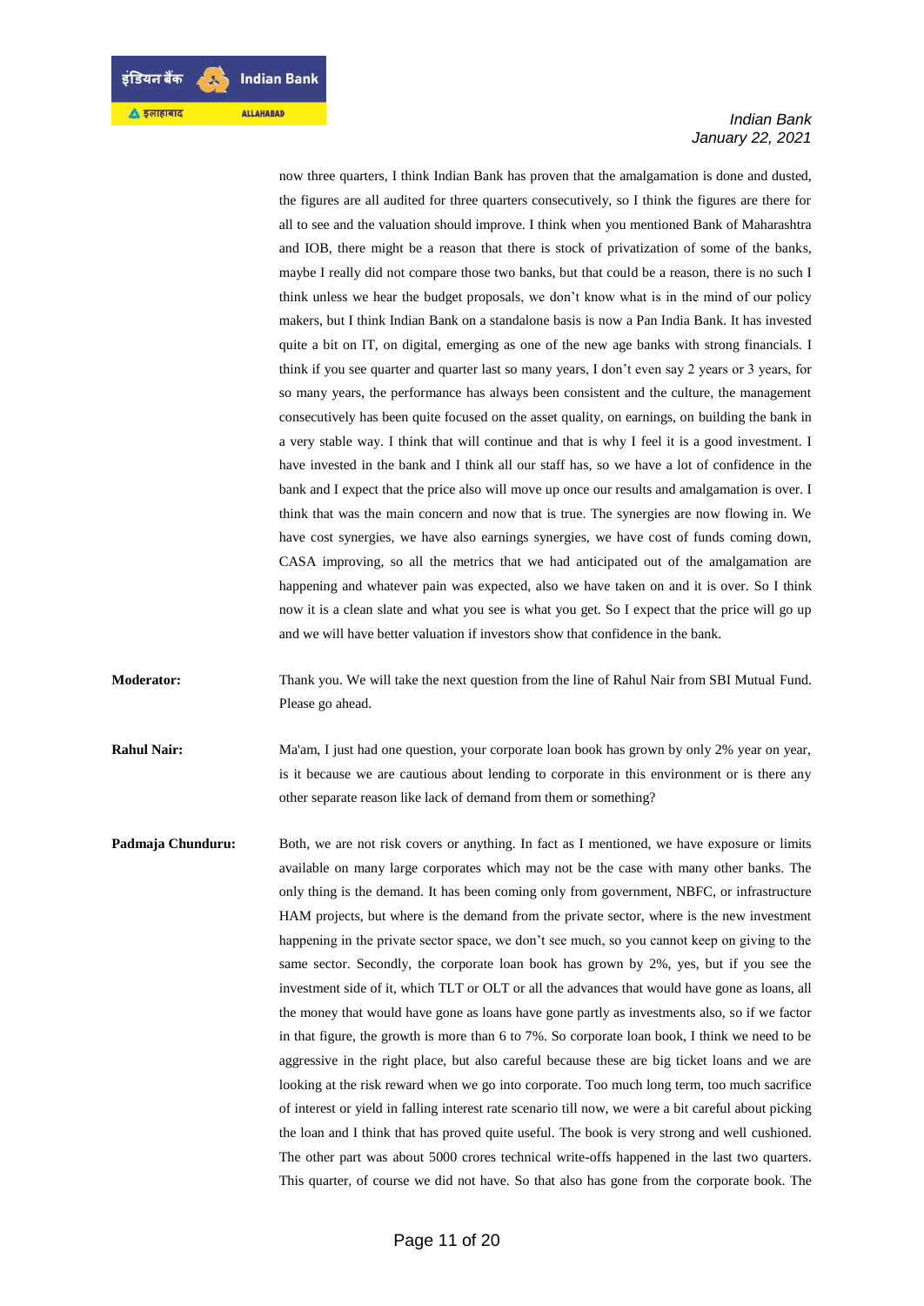now three quarters, I think Indian Bank has proven that the amalgamation is done and dusted, the figures are all audited for three quarters consecutively, so I think the figures are there for all to see and the valuation should improve. I think when you mentioned Bank of Maharashtra and IOB, there might be a reason that there is stock of privatization of some of the banks, maybe I really did not compare those two banks, but that could be a reason, there is no such I think unless we hear the budget proposals, we don't know what is in the mind of our policy makers, but I think Indian Bank on a standalone basis is now a Pan India Bank. It has invested quite a bit on IT, on digital, emerging as one of the new age banks with strong financials. I think if you see quarter and quarter last so many years, I don't even say 2 years or 3 years, for so many years, the performance has always been consistent and the culture, the management consecutively has been quite focused on the asset quality, on earnings, on building the bank in a very stable way. I think that will continue and that is why I feel it is a good investment. I have invested in the bank and I think all our staff has, so we have a lot of confidence in the bank and I expect that the price also will move up once our results and amalgamation is over. I think that was the main concern and now that is true. The synergies are now flowing in. We have cost synergies, we have also earnings synergies, we have cost of funds coming down, CASA improving, so all the metrics that we had anticipated out of the amalgamation are happening and whatever pain was expected, also we have taken on and it is over. So I think now it is a clean slate and what you see is what you get. So I expect that the price will go up and we will have better valuation if investors show that confidence in the bank.

**Moderator:** Thank you. We will take the next question from the line of Rahul Nair from SBI Mutual Fund. Please go ahead.

**Rahul Nair:** Ma'am, I just had one question, your corporate loan book has grown by only 2% year on year, is it because we are cautious about lending to corporate in this environment or is there any other separate reason like lack of demand from them or something?

**Padmaja Chunduru:** Both, we are not risk covers or anything. In fact as I mentioned, we have exposure or limits available on many large corporates which may not be the case with many other banks. The only thing is the demand. It has been coming only from government, NBFC, or infrastructure HAM projects, but where is the demand from the private sector, where is the new investment happening in the private sector space, we don't see much, so you cannot keep on giving to the same sector. Secondly, the corporate loan book has grown by 2%, yes, but if you see the investment side of it, which TLT or OLT or all the advances that would have gone as loans, all the money that would have gone as loans have gone partly as investments also, so if we factor in that figure, the growth is more than 6 to 7%. So corporate loan book, I think we need to be aggressive in the right place, but also careful because these are big ticket loans and we are looking at the risk reward when we go into corporate. Too much long term, too much sacrifice of interest or yield in falling interest rate scenario till now, we were a bit careful about picking the loan and I think that has proved quite useful. The book is very strong and well cushioned. The other part was about 5000 crores technical write-offs happened in the last two quarters. This quarter, of course we did not have. So that also has gone from the corporate book. The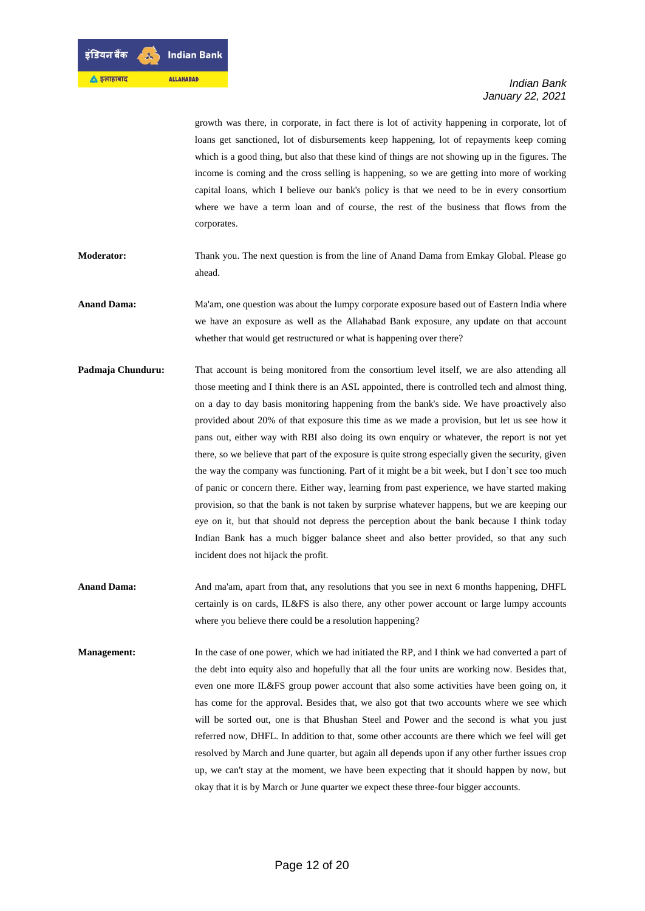growth was there, in corporate, in fact there is lot of activity happening in corporate, lot of loans get sanctioned, lot of disbursements keep happening, lot of repayments keep coming which is a good thing, but also that these kind of things are not showing up in the figures. The income is coming and the cross selling is happening, so we are getting into more of working capital loans, which I believe our bank's policy is that we need to be in every consortium where we have a term loan and of course, the rest of the business that flows from the corporates.

**Moderator:** Thank you. The next question is from the line of Anand Dama from Emkay Global. Please go ahead.

**Anand Dama:** Ma'am, one question was about the lumpy corporate exposure based out of Eastern India where we have an exposure as well as the Allahabad Bank exposure, any update on that account whether that would get restructured or what is happening over there?

**Padmaja Chunduru:** That account is being monitored from the consortium level itself, we are also attending all those meeting and I think there is an ASL appointed, there is controlled tech and almost thing, on a day to day basis monitoring happening from the bank's side. We have proactively also provided about 20% of that exposure this time as we made a provision, but let us see how it pans out, either way with RBI also doing its own enquiry or whatever, the report is not yet there, so we believe that part of the exposure is quite strong especially given the security, given the way the company was functioning. Part of it might be a bit week, but I don't see too much of panic or concern there. Either way, learning from past experience, we have started making provision, so that the bank is not taken by surprise whatever happens, but we are keeping our eye on it, but that should not depress the perception about the bank because I think today Indian Bank has a much bigger balance sheet and also better provided, so that any such incident does not hijack the profit.

**Anand Dama:** And ma'am, apart from that, any resolutions that you see in next 6 months happening, DHFL certainly is on cards, IL&FS is also there, any other power account or large lumpy accounts where you believe there could be a resolution happening?

**Management:** In the case of one power, which we had initiated the RP, and I think we had converted a part of the debt into equity also and hopefully that all the four units are working now. Besides that, even one more IL&FS group power account that also some activities have been going on, it has come for the approval. Besides that, we also got that two accounts where we see which will be sorted out, one is that Bhushan Steel and Power and the second is what you just referred now, DHFL. In addition to that, some other accounts are there which we feel will get resolved by March and June quarter, but again all depends upon if any other further issues crop up, we can't stay at the moment, we have been expecting that it should happen by now, but okay that it is by March or June quarter we expect these three-four bigger accounts.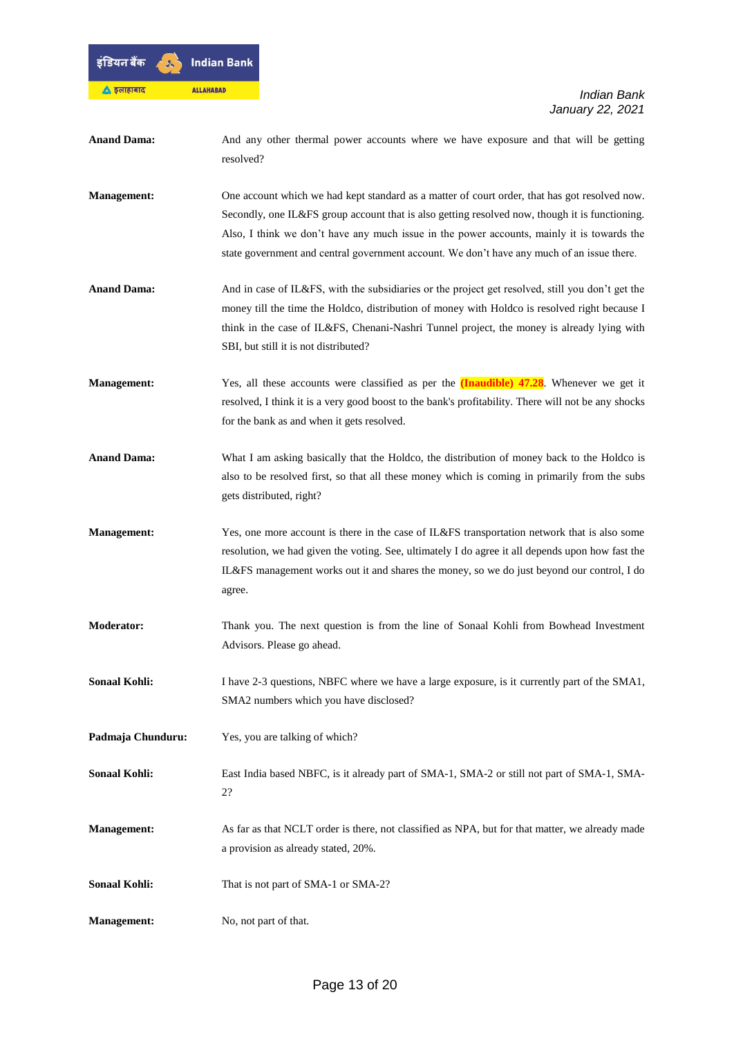**Anand Dama:** And any other thermal power accounts where we have exposure and that will be getting resolved?

**Management:** One account which we had kept standard as a matter of court order, that has got resolved now. Secondly, one IL&FS group account that is also getting resolved now, though it is functioning. Also, I think we don't have any much issue in the power accounts, mainly it is towards the state government and central government account. We don't have any much of an issue there.

**Anand Dama:** And in case of IL&FS, with the subsidiaries or the project get resolved, still you don't get the money till the time the Holdco, distribution of money with Holdco is resolved right because I think in the case of IL&FS, Chenani-Nashri Tunnel project, the money is already lying with SBI, but still it is not distributed?

**Management:** Yes, all these accounts were classified as per the **(Inaudible) 47.28**. Whenever we get it resolved, I think it is a very good boost to the bank's profitability. There will not be any shocks for the bank as and when it gets resolved.

**Anand Dama:** What I am asking basically that the Holdco, the distribution of money back to the Holdco is also to be resolved first, so that all these money which is coming in primarily from the subs gets distributed, right?

**Management:** Yes, one more account is there in the case of IL&FS transportation network that is also some resolution, we had given the voting. See, ultimately I do agree it all depends upon how fast the IL&FS management works out it and shares the money, so we do just beyond our control, I do agree.

**Moderator:** Thank you. The next question is from the line of Sonaal Kohli from Bowhead Investment Advisors. Please go ahead.

**Sonaal Kohli:** I have 2-3 questions, NBFC where we have a large exposure, is it currently part of the SMA1, SMA2 numbers which you have disclosed?

**Padmaja Chunduru:** Yes, you are talking of which?

**Sonaal Kohli:** East India based NBFC, is it already part of SMA-1, SMA-2 or still not part of SMA-1, SMA-2?

**Management:** As far as that NCLT order is there, not classified as NPA, but for that matter, we already made a provision as already stated, 20%.

**Sonaal Kohli:** That is not part of SMA-1 or SMA-2?

**Management:** No, not part of that.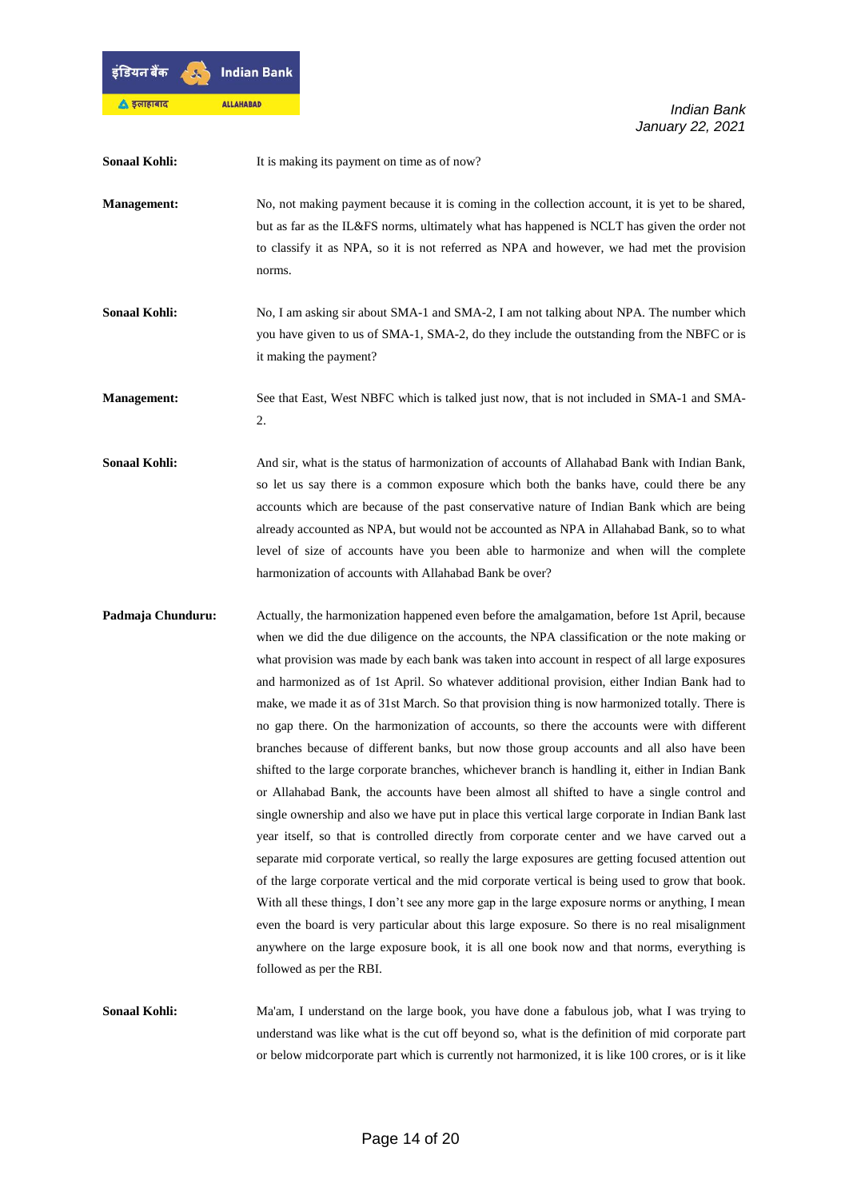**Sonaal Kohli:** It is making its payment on time as of now?

**Management:** No, not making payment because it is coming in the collection account, it is yet to be shared, but as far as the IL&FS norms, ultimately what has happened is NCLT has given the order not to classify it as NPA, so it is not referred as NPA and however, we had met the provision norms.

**Sonaal Kohli:** No, I am asking sir about SMA-1 and SMA-2, I am not talking about NPA. The number which you have given to us of SMA-1, SMA-2, do they include the outstanding from the NBFC or is it making the payment?

**Management:** See that East, West NBFC which is talked just now, that is not included in SMA-1 and SMA-2.

**Sonaal Kohli:** And sir, what is the status of harmonization of accounts of Allahabad Bank with Indian Bank, so let us say there is a common exposure which both the banks have, could there be any accounts which are because of the past conservative nature of Indian Bank which are being already accounted as NPA, but would not be accounted as NPA in Allahabad Bank, so to what level of size of accounts have you been able to harmonize and when will the complete harmonization of accounts with Allahabad Bank be over?

**Padmaja Chunduru:** Actually, the harmonization happened even before the amalgamation, before 1st April, because when we did the due diligence on the accounts, the NPA classification or the note making or what provision was made by each bank was taken into account in respect of all large exposures and harmonized as of 1st April. So whatever additional provision, either Indian Bank had to make, we made it as of 31st March. So that provision thing is now harmonized totally. There is no gap there. On the harmonization of accounts, so there the accounts were with different branches because of different banks, but now those group accounts and all also have been shifted to the large corporate branches, whichever branch is handling it, either in Indian Bank or Allahabad Bank, the accounts have been almost all shifted to have a single control and single ownership and also we have put in place this vertical large corporate in Indian Bank last year itself, so that is controlled directly from corporate center and we have carved out a separate mid corporate vertical, so really the large exposures are getting focused attention out of the large corporate vertical and the mid corporate vertical is being used to grow that book. With all these things, I don't see any more gap in the large exposure norms or anything, I mean even the board is very particular about this large exposure. So there is no real misalignment anywhere on the large exposure book, it is all one book now and that norms, everything is followed as per the RBI.

**Sonaal Kohli:** Ma'am, I understand on the large book, you have done a fabulous job, what I was trying to understand was like what is the cut off beyond so, what is the definition of mid corporate part or below midcorporate part which is currently not harmonized, it is like 100 crores, or is it like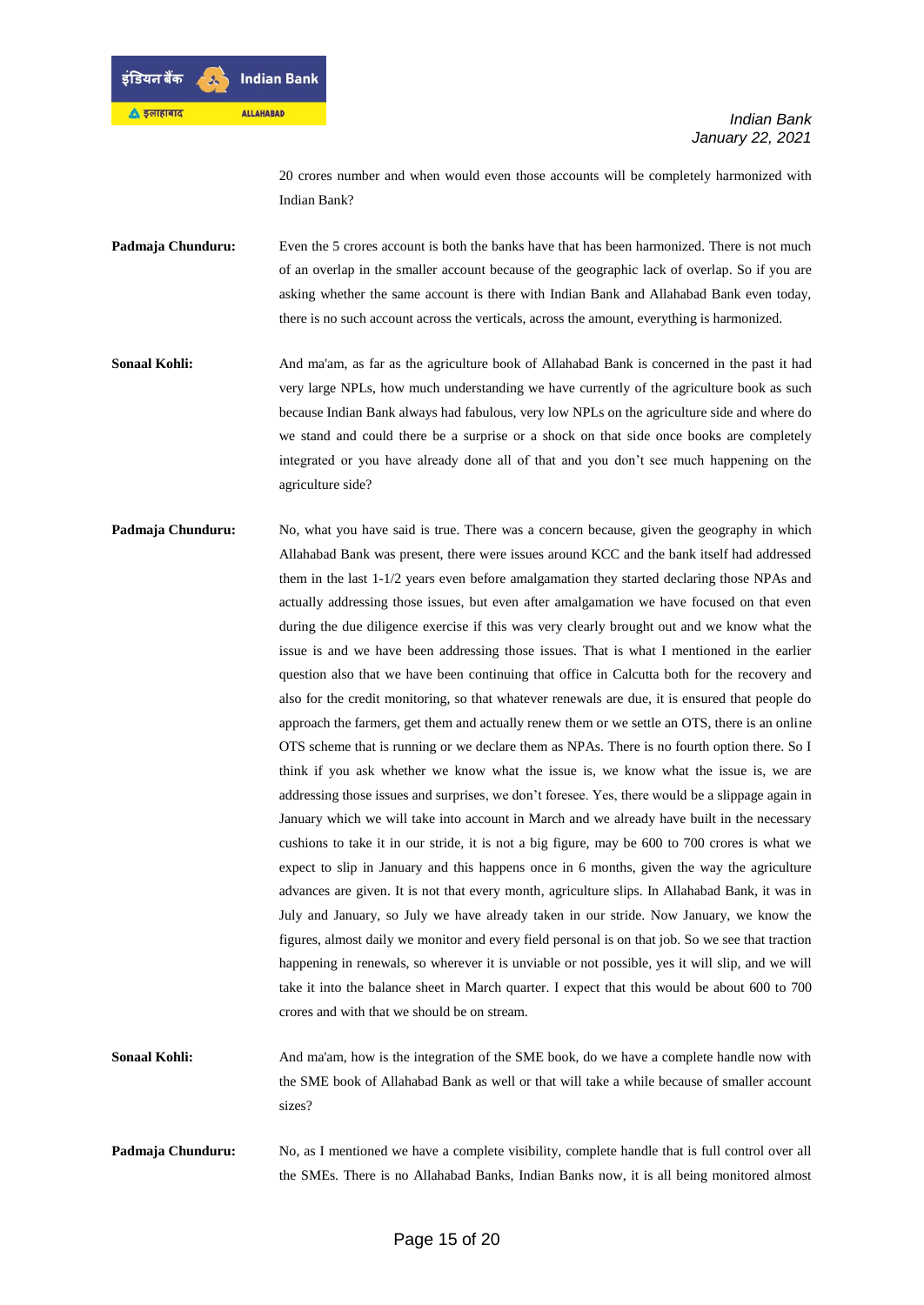20 crores number and when would even those accounts will be completely harmonized with Indian Bank?

**Padmaja Chunduru:** Even the 5 crores account is both the banks have that has been harmonized. There is not much of an overlap in the smaller account because of the geographic lack of overlap. So if you are asking whether the same account is there with Indian Bank and Allahabad Bank even today, there is no such account across the verticals, across the amount, everything is harmonized.

**Sonaal Kohli:** And ma'am, as far as the agriculture book of Allahabad Bank is concerned in the past it had very large NPLs, how much understanding we have currently of the agriculture book as such because Indian Bank always had fabulous, very low NPLs on the agriculture side and where do we stand and could there be a surprise or a shock on that side once books are completely integrated or you have already done all of that and you don't see much happening on the agriculture side?

**Padmaja Chunduru:** No, what you have said is true. There was a concern because, given the geography in which Allahabad Bank was present, there were issues around KCC and the bank itself had addressed them in the last 1-1/2 years even before amalgamation they started declaring those NPAs and actually addressing those issues, but even after amalgamation we have focused on that even during the due diligence exercise if this was very clearly brought out and we know what the issue is and we have been addressing those issues. That is what I mentioned in the earlier question also that we have been continuing that office in Calcutta both for the recovery and also for the credit monitoring, so that whatever renewals are due, it is ensured that people do approach the farmers, get them and actually renew them or we settle an OTS, there is an online OTS scheme that is running or we declare them as NPAs. There is no fourth option there. So I think if you ask whether we know what the issue is, we know what the issue is, we are addressing those issues and surprises, we don't foresee. Yes, there would be a slippage again in January which we will take into account in March and we already have built in the necessary cushions to take it in our stride, it is not a big figure, may be 600 to 700 crores is what we expect to slip in January and this happens once in 6 months, given the way the agriculture advances are given. It is not that every month, agriculture slips. In Allahabad Bank, it was in July and January, so July we have already taken in our stride. Now January, we know the figures, almost daily we monitor and every field personal is on that job. So we see that traction happening in renewals, so wherever it is unviable or not possible, yes it will slip, and we will take it into the balance sheet in March quarter. I expect that this would be about 600 to 700 crores and with that we should be on stream.

**Sonaal Kohli:** And ma'am, how is the integration of the SME book, do we have a complete handle now with the SME book of Allahabad Bank as well or that will take a while because of smaller account sizes?

**Padmaja Chunduru:** No, as I mentioned we have a complete visibility, complete handle that is full control over all the SMEs. There is no Allahabad Banks, Indian Banks now, it is all being monitored almost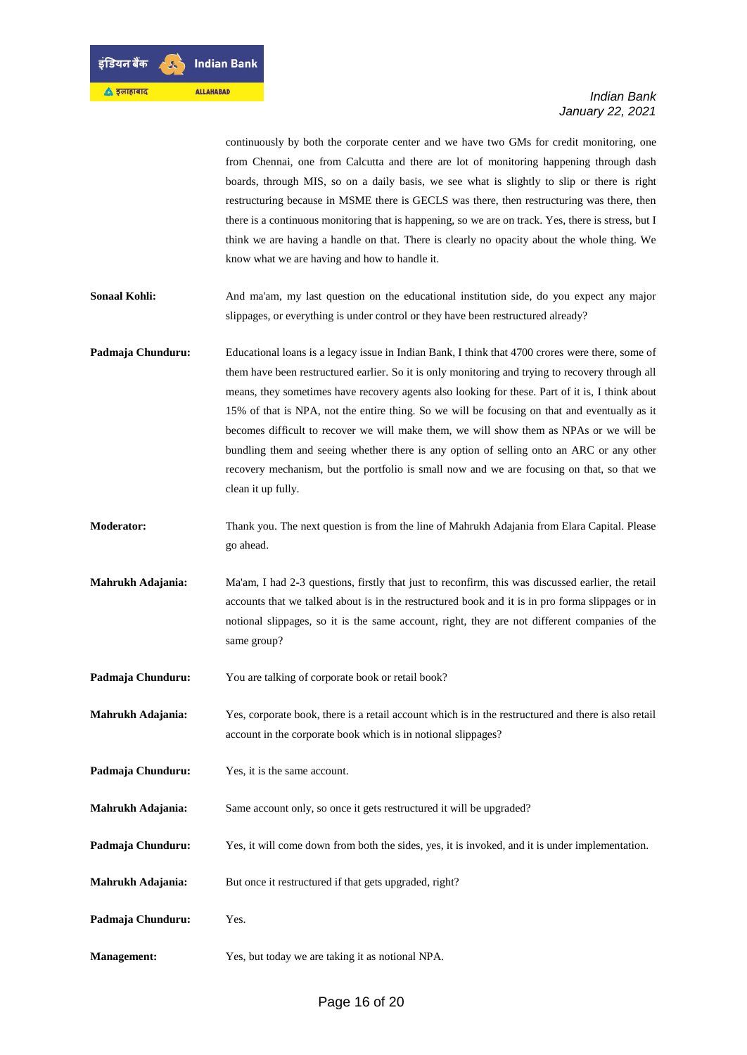continuously by both the corporate center and we have two GMs for credit monitoring, one from Chennai, one from Calcutta and there are lot of monitoring happening through dash boards, through MIS, so on a daily basis, we see what is slightly to slip or there is right restructuring because in MSME there is GECLS was there, then restructuring was there, then there is a continuous monitoring that is happening, so we are on track. Yes, there is stress, but I think we are having a handle on that. There is clearly no opacity about the whole thing. We know what we are having and how to handle it.

**Sonaal Kohli:** And ma'am, my last question on the educational institution side, do you expect any major slippages, or everything is under control or they have been restructured already?

**Padmaja Chunduru:** Educational loans is a legacy issue in Indian Bank, I think that 4700 crores were there, some of them have been restructured earlier. So it is only monitoring and trying to recovery through all means, they sometimes have recovery agents also looking for these. Part of it is, I think about 15% of that is NPA, not the entire thing. So we will be focusing on that and eventually as it becomes difficult to recover we will make them, we will show them as NPAs or we will be bundling them and seeing whether there is any option of selling onto an ARC or any other recovery mechanism, but the portfolio is small now and we are focusing on that, so that we clean it up fully.

**Moderator:** Thank you. The next question is from the line of Mahrukh Adajania from Elara Capital. Please go ahead.

**Mahrukh Adajania:** Ma'am, I had 2-3 questions, firstly that just to reconfirm, this was discussed earlier, the retail accounts that we talked about is in the restructured book and it is in pro forma slippages or in notional slippages, so it is the same account, right, they are not different companies of the same group?

**Padmaja Chunduru:** You are talking of corporate book or retail book?

**Mahrukh Adajania:** Yes, corporate book, there is a retail account which is in the restructured and there is also retail account in the corporate book which is in notional slippages?

**Padmaja Chunduru:** Yes, it is the same account.

**Mahrukh Adajania:** Same account only, so once it gets restructured it will be upgraded?

**Padmaja Chunduru:** Yes, it will come down from both the sides, yes, it is invoked, and it is under implementation.

**Mahrukh Adajania:** But once it restructured if that gets upgraded, right?

**Padmaja Chunduru:** Yes.

**Management:** Yes, but today we are taking it as notional NPA.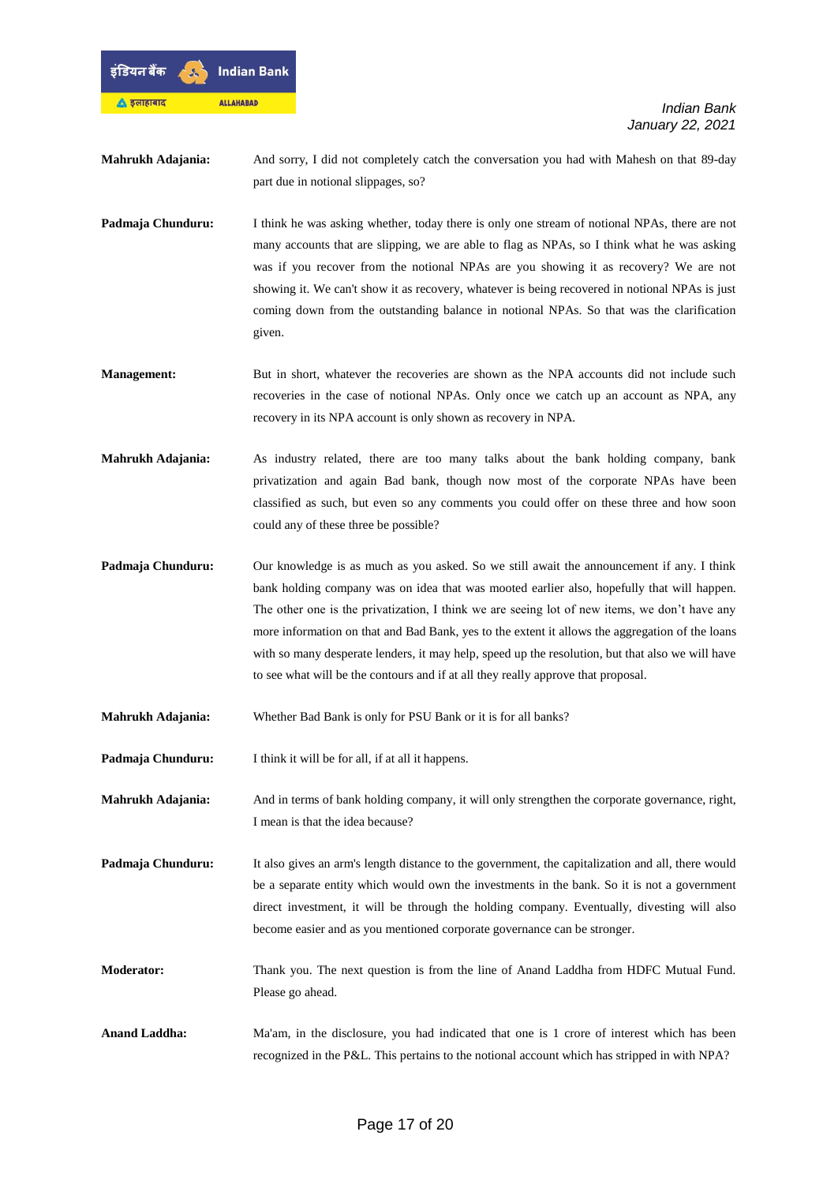**Mahrukh Adajania:** And sorry, I did not completely catch the conversation you had with Mahesh on that 89-day part due in notional slippages, so?

**Padmaja Chunduru:** I think he was asking whether, today there is only one stream of notional NPAs, there are not many accounts that are slipping, we are able to flag as NPAs, so I think what he was asking was if you recover from the notional NPAs are you showing it as recovery? We are not showing it. We can't show it as recovery, whatever is being recovered in notional NPAs is just coming down from the outstanding balance in notional NPAs. So that was the clarification given.

**Management:** But in short, whatever the recoveries are shown as the NPA accounts did not include such recoveries in the case of notional NPAs. Only once we catch up an account as NPA, any recovery in its NPA account is only shown as recovery in NPA.

**Mahrukh Adajania:** As industry related, there are too many talks about the bank holding company, bank privatization and again Bad bank, though now most of the corporate NPAs have been classified as such, but even so any comments you could offer on these three and how soon could any of these three be possible?

**Padmaja Chunduru:** Our knowledge is as much as you asked. So we still await the announcement if any. I think bank holding company was on idea that was mooted earlier also, hopefully that will happen. The other one is the privatization, I think we are seeing lot of new items, we don't have any more information on that and Bad Bank, yes to the extent it allows the aggregation of the loans with so many desperate lenders, it may help, speed up the resolution, but that also we will have to see what will be the contours and if at all they really approve that proposal.

**Mahrukh Adajania:** Whether Bad Bank is only for PSU Bank or it is for all banks?

**Padmaja Chunduru:** I think it will be for all, if at all it happens.

**Mahrukh Adajania:** And in terms of bank holding company, it will only strengthen the corporate governance, right, I mean is that the idea because?

**Padmaja Chunduru:** It also gives an arm's length distance to the government, the capitalization and all, there would be a separate entity which would own the investments in the bank. So it is not a government direct investment, it will be through the holding company. Eventually, divesting will also become easier and as you mentioned corporate governance can be stronger.

**Moderator:** Thank you. The next question is from the line of Anand Laddha from HDFC Mutual Fund. Please go ahead.

**Anand Laddha:** Ma'am, in the disclosure, you had indicated that one is 1 crore of interest which has been recognized in the P&L. This pertains to the notional account which has stripped in with NPA?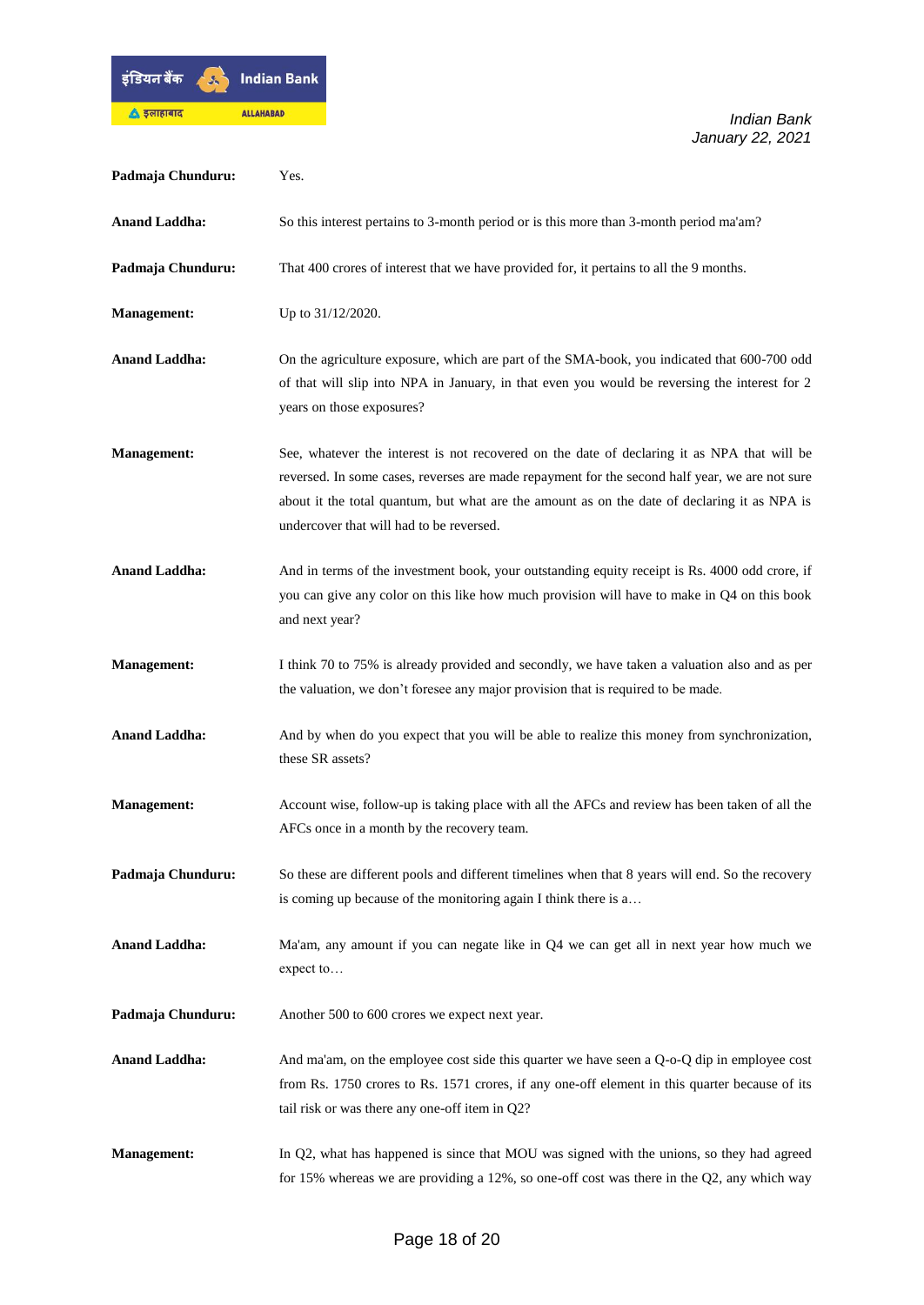**Padmaja Chunduru:** Yes.

**Anand Laddha:** So this interest pertains to 3-month period or is this more than 3-month period ma'am?

**Padmaja Chunduru:** That 400 crores of interest that we have provided for, it pertains to all the 9 months.

**Management:** Up to 31/12/2020.

**Anand Laddha:** On the agriculture exposure, which are part of the SMA-book, you indicated that 600-700 odd of that will slip into NPA in January, in that even you would be reversing the interest for 2 years on those exposures?

**Management:** See, whatever the interest is not recovered on the date of declaring it as NPA that will be reversed. In some cases, reverses are made repayment for the second half year, we are not sure about it the total quantum, but what are the amount as on the date of declaring it as NPA is undercover that will had to be reversed.

**Anand Laddha:** And in terms of the investment book, your outstanding equity receipt is Rs. 4000 odd crore, if you can give any color on this like how much provision will have to make in Q4 on this book and next year?

**Management:** I think 70 to 75% is already provided and secondly, we have taken a valuation also and as per the valuation, we don't foresee any major provision that is required to be made.

**Anand Laddha:** And by when do you expect that you will be able to realize this money from synchronization, these SR assets?

**Management:** Account wise, follow-up is taking place with all the AFCs and review has been taken of all the AFCs once in a month by the recovery team.

**Padmaja Chunduru:** So these are different pools and different timelines when that 8 years will end. So the recovery is coming up because of the monitoring again I think there is a…

**Anand Laddha:** Ma'am, any amount if you can negate like in Q4 we can get all in next year how much we expect to…

**Padmaja Chunduru:** Another 500 to 600 crores we expect next year.

**Anand Laddha:** And ma'am, on the employee cost side this quarter we have seen a Q-o-Q dip in employee cost from Rs. 1750 crores to Rs. 1571 crores, if any one-off element in this quarter because of its tail risk or was there any one-off item in Q2?

**Management:** In Q2, what has happened is since that MOU was signed with the unions, so they had agreed for 15% whereas we are providing a 12%, so one-off cost was there in the Q2, any which way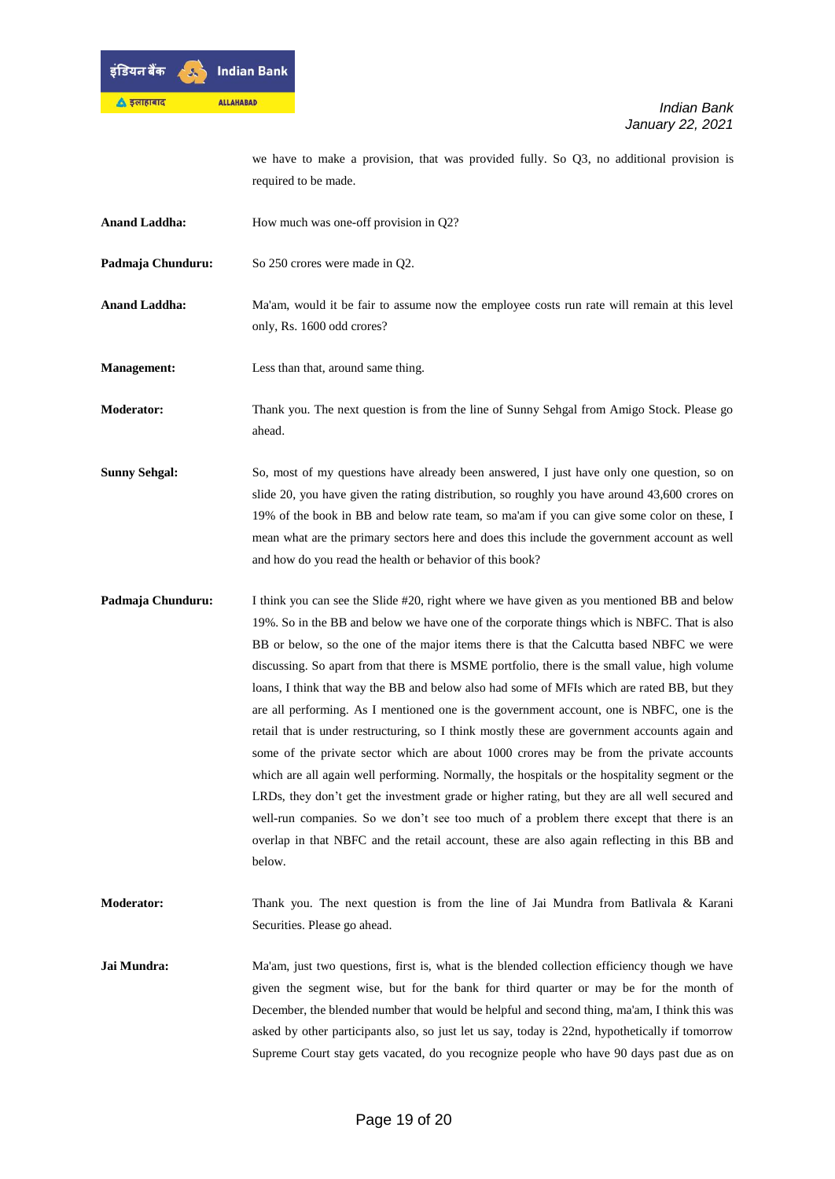we have to make a provision, that was provided fully. So Q3, no additional provision is required to be made.

**Anand Laddha:** How much was one-off provision in Q2?

**Padmaja Chunduru:** So 250 crores were made in Q2.

**Anand Laddha:** Ma'am, would it be fair to assume now the employee costs run rate will remain at this level only, Rs. 1600 odd crores?

**Management:** Less than that, around same thing.

**Moderator:** Thank you. The next question is from the line of Sunny Sehgal from Amigo Stock. Please go ahead.

**Sunny Sehgal:** So, most of my questions have already been answered, I just have only one question, so on slide 20, you have given the rating distribution, so roughly you have around 43,600 crores on 19% of the book in BB and below rate team, so ma'am if you can give some color on these, I mean what are the primary sectors here and does this include the government account as well and how do you read the health or behavior of this book?

**Padmaja Chunduru:** I think you can see the Slide #20, right where we have given as you mentioned BB and below 19%. So in the BB and below we have one of the corporate things which is NBFC. That is also BB or below, so the one of the major items there is that the Calcutta based NBFC we were discussing. So apart from that there is MSME portfolio, there is the small value, high volume loans, I think that way the BB and below also had some of MFIs which are rated BB, but they are all performing. As I mentioned one is the government account, one is NBFC, one is the retail that is under restructuring, so I think mostly these are government accounts again and some of the private sector which are about 1000 crores may be from the private accounts which are all again well performing. Normally, the hospitals or the hospitality segment or the LRDs, they don't get the investment grade or higher rating, but they are all well secured and well-run companies. So we don't see too much of a problem there except that there is an overlap in that NBFC and the retail account, these are also again reflecting in this BB and below.

**Moderator:** Thank you. The next question is from the line of Jai Mundra from Batlivala & Karani Securities. Please go ahead.

**Jai Mundra:** Ma'am, just two questions, first is, what is the blended collection efficiency though we have given the segment wise, but for the bank for third quarter or may be for the month of December, the blended number that would be helpful and second thing, ma'am, I think this was asked by other participants also, so just let us say, today is 22nd, hypothetically if tomorrow Supreme Court stay gets vacated, do you recognize people who have 90 days past due as on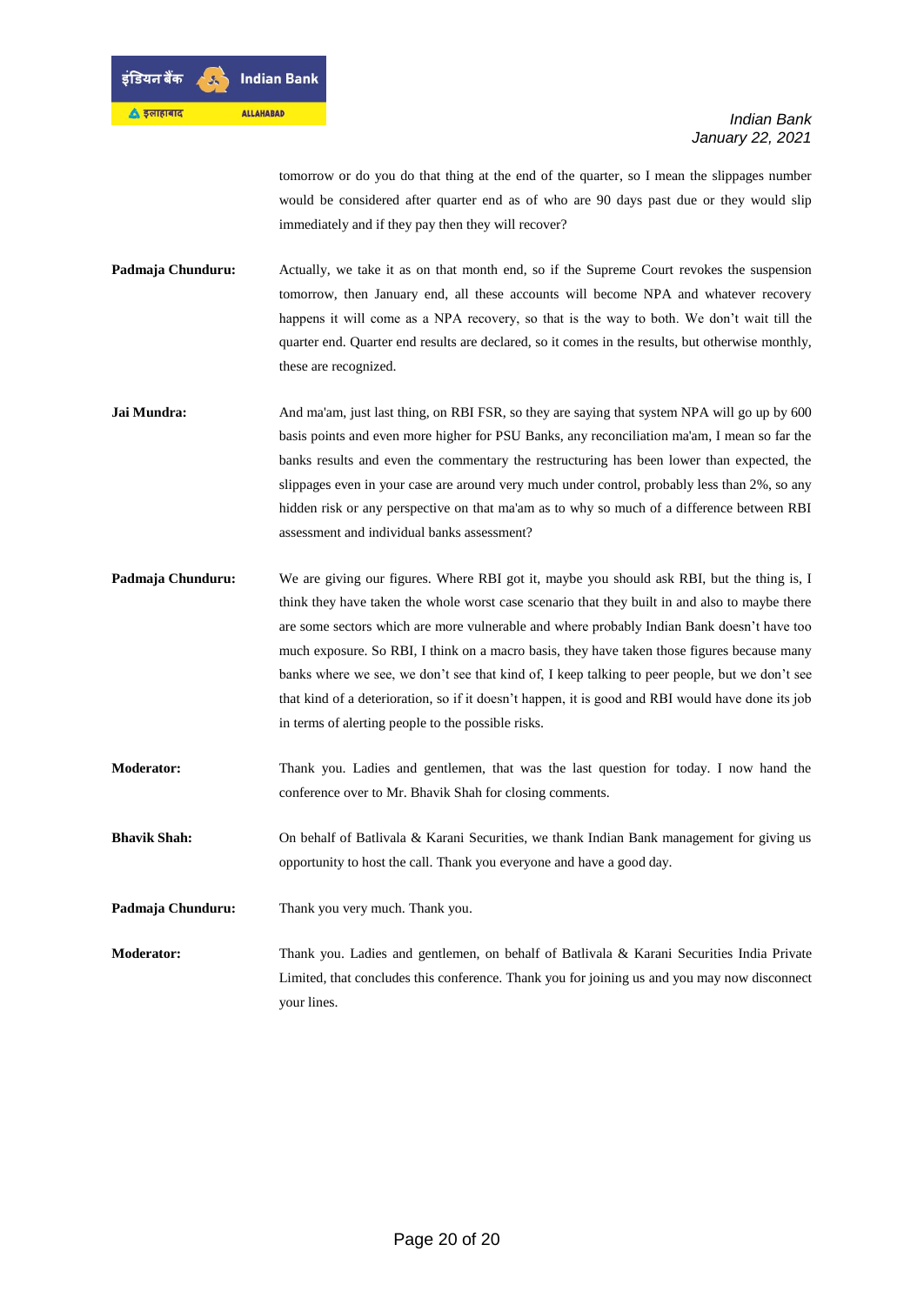tomorrow or do you do that thing at the end of the quarter, so I mean the slippages number would be considered after quarter end as of who are 90 days past due or they would slip immediately and if they pay then they will recover?

**Padmaja Chunduru:** Actually, we take it as on that month end, so if the Supreme Court revokes the suspension tomorrow, then January end, all these accounts will become NPA and whatever recovery happens it will come as a NPA recovery, so that is the way to both. We don't wait till the quarter end. Quarter end results are declared, so it comes in the results, but otherwise monthly, these are recognized.

**Jai Mundra:** And ma'am, just last thing, on RBI FSR, so they are saying that system NPA will go up by 600 basis points and even more higher for PSU Banks, any reconciliation ma'am, I mean so far the banks results and even the commentary the restructuring has been lower than expected, the slippages even in your case are around very much under control, probably less than 2%, so any hidden risk or any perspective on that ma'am as to why so much of a difference between RBI assessment and individual banks assessment?

**Padmaja Chunduru:** We are giving our figures. Where RBI got it, maybe you should ask RBI, but the thing is, I think they have taken the whole worst case scenario that they built in and also to maybe there are some sectors which are more vulnerable and where probably Indian Bank doesn't have too much exposure. So RBI, I think on a macro basis, they have taken those figures because many banks where we see, we don't see that kind of, I keep talking to peer people, but we don't see that kind of a deterioration, so if it doesn't happen, it is good and RBI would have done its job in terms of alerting people to the possible risks.

**Moderator:** Thank you. Ladies and gentlemen, that was the last question for today. I now hand the conference over to Mr. Bhavik Shah for closing comments.

**Bhavik Shah:** On behalf of Batlivala & Karani Securities, we thank Indian Bank management for giving us opportunity to host the call. Thank you everyone and have a good day.

**Padmaja Chunduru:** Thank you very much. Thank you.

**Moderator:** Thank you. Ladies and gentlemen, on behalf of Batlivala & Karani Securities India Private Limited, that concludes this conference. Thank you for joining us and you may now disconnect your lines.